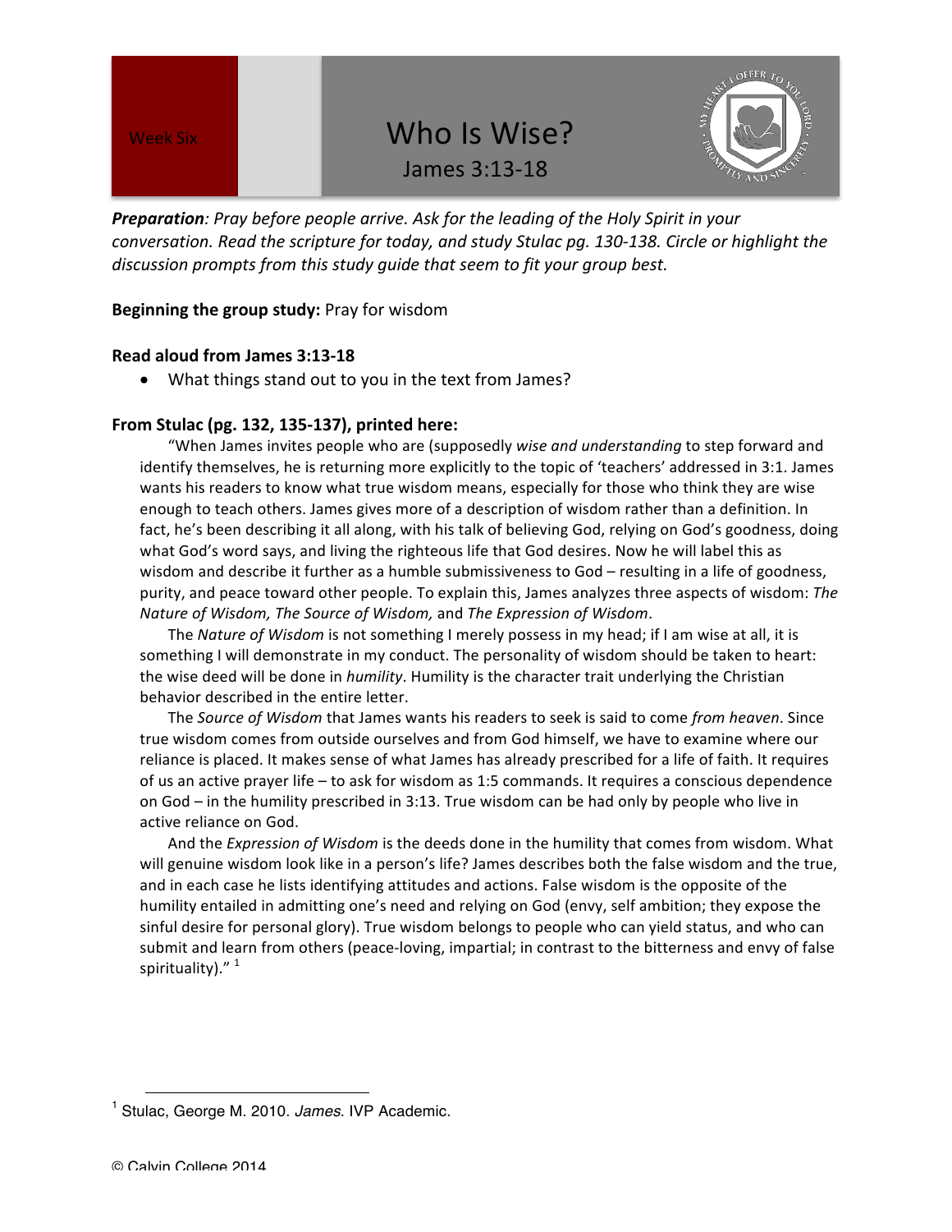Week Six

# Who Is Wise?

## James 3:13-18

***Preparation****: Pray before people arrive. Ask for the leading of the Holy Spirit in your conversation. Read the scripture for today, and study Stulac pg. 130-138. Circle or highlight the discussion prompts from this study guide that seem to fit your group best.*

**Beginning the group study:** Pray for wisdom

**Read aloud from James 3:13-18**

- What things stand out to you in the text from James?

**From Stulac (pg. 132, 135-137), printed here:**

"When James invites people who are (supposedly *wise and understanding* to step forward and identify themselves, he is returning more explicitly to the topic of 'teachers' addressed in 3:1. James wants his readers to know what true wisdom means, especially for those who think they are wise enough to teach others. James gives more of a description of wisdom rather than a definition. In fact, he's been describing it all along, with his talk of believing God, relying on God's goodness, doing what God's word says, and living the righteous life that God desires. Now he will label this as wisdom and describe it further as a humble submissiveness to God – resulting in a life of goodness, purity, and peace toward other people. To explain this, James analyzes three aspects of wisdom: *The Nature of Wisdom, The Source of Wisdom,* and *The Expression of Wisdom*.

The *Nature of Wisdom* is not something I merely possess in my head; if I am wise at all, it is something I will demonstrate in my conduct. The personality of wisdom should be taken to heart: the wise deed will be done in *humility*. Humility is the character trait underlying the Christian behavior described in the entire letter.

The *Source of Wisdom* that James wants his readers to seek is said to come *from heaven*. Since true wisdom comes from outside ourselves and from God himself, we have to examine where our reliance is placed. It makes sense of what James has already prescribed for a life of faith. It requires of us an active prayer life – to ask for wisdom as 1:5 commands. It requires a conscious dependence on God – in the humility prescribed in 3:13. True wisdom can be had only by people who live in active reliance on God.

And the *Expression of Wisdom* is the deeds done in the humility that comes from wisdom. What will genuine wisdom look like in a person's life? James describes both the false wisdom and the true, and in each case he lists identifying attitudes and actions. False wisdom is the opposite of the humility entailed in admitting one's need and relying on God (envy, self ambition; they expose the sinful desire for personal glory). True wisdom belongs to people who can yield status, and who can submit and learn from others (peace-loving, impartial; in contrast to the bitterness and envy of false spirituality)." [1]

[1] Stulac, George M. 2010. *James*. IVP Academic.

© Calvin College 2014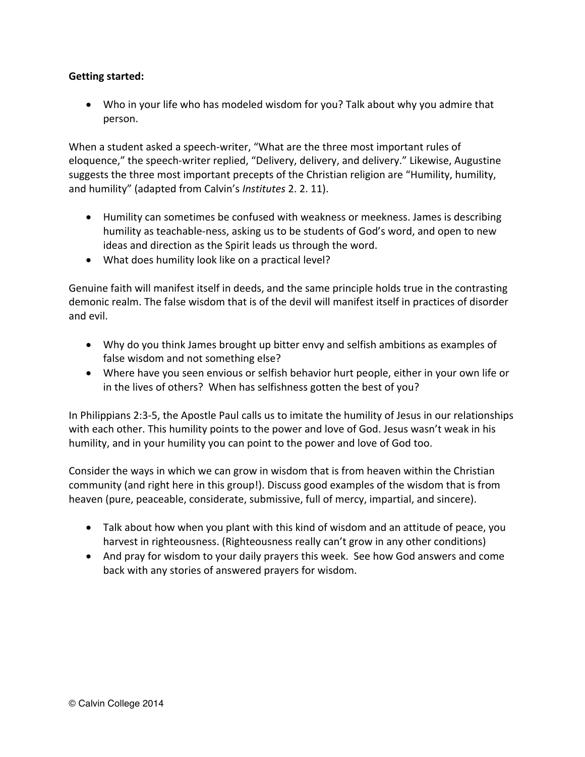**Getting started:**

- Who in your life who has modeled wisdom for you? Talk about why you admire that person.

When a student asked a speech-writer, "What are the three most important rules of eloquence," the speech-writer replied, "Delivery, delivery, and delivery." Likewise, Augustine suggests the three most important precepts of the Christian religion are "Humility, humility, and humility" (adapted from Calvin's *Institutes* 2. 2. 11).

- Humility can sometimes be confused with weakness or meekness. James is describing humility as teachable-ness, asking us to be students of God's word, and open to new ideas and direction as the Spirit leads us through the word.
- What does humility look like on a practical level?

Genuine faith will manifest itself in deeds, and the same principle holds true in the contrasting demonic realm. The false wisdom that is of the devil will manifest itself in practices of disorder and evil.

- Why do you think James brought up bitter envy and selfish ambitions as examples of false wisdom and not something else?
- Where have you seen envious or selfish behavior hurt people, either in your own life or in the lives of others? When has selfishness gotten the best of you?

In Philippians 2:3-5, the Apostle Paul calls us to imitate the humility of Jesus in our relationships with each other. This humility points to the power and love of God. Jesus wasn't weak in his humility, and in your humility you can point to the power and love of God too.

Consider the ways in which we can grow in wisdom that is from heaven within the Christian community (and right here in this group!). Discuss good examples of the wisdom that is from heaven (pure, peaceable, considerate, submissive, full of mercy, impartial, and sincere).

- Talk about how when you plant with this kind of wisdom and an attitude of peace, you harvest in righteousness. (Righteousness really can't grow in any other conditions)
- And pray for wisdom to your daily prayers this week. See how God answers and come back with any stories of answered prayers for wisdom.

© Calvin College 2014